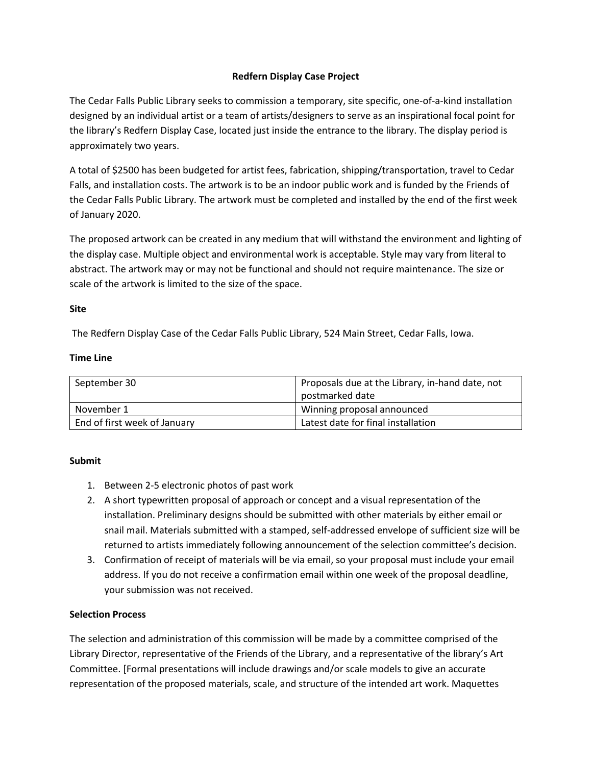# Redfern Display Case Project

The Cedar Falls Public Library seeks to commission a temporary, site specific, one-of-a-kind installation designed by an individual artist or a team of artists/designers to serve as an inspirational focal point for the library's Redfern Display Case, located just inside the entrance to the library. The display period is approximately two years.

A total of $2500 has been budgeted for artist fees, fabrication, shipping/transportation, travel to Cedar Falls, and installation costs. The artwork is to be an indoor public work and is funded by the Friends of the Cedar Falls Public Library. The artwork must be completed and installed by the end of the first week of January 2020.

The proposed artwork can be created in any medium that will withstand the environment and lighting of the display case. Multiple object and environmental work is acceptable. Style may vary from literal to abstract. The artwork may or may not be functional and should not require maintenance. The size or scale of the artwork is limited to the size of the space.

**Site**

The Redfern Display Case of the Cedar Falls Public Library, 524 Main Street, Cedar Falls, Iowa.

**Time Line**

| | |
|---|---|
| September 30 | Proposals due at the Library, in-hand date, not postmarked date |
| November 1 | Winning proposal announced |
| End of first week of January | Latest date for final installation |

**Submit**

1. Between 2-5 electronic photos of past work
2. A short typewritten proposal of approach or concept and a visual representation of the installation. Preliminary designs should be submitted with other materials by either email or snail mail. Materials submitted with a stamped, self-addressed envelope of sufficient size will be returned to artists immediately following announcement of the selection committee's decision.
3. Confirmation of receipt of materials will be via email, so your proposal must include your email address. If you do not receive a confirmation email within one week of the proposal deadline, your submission was not received.

**Selection Process**

The selection and administration of this commission will be made by a committee comprised of the Library Director, representative of the Friends of the Library, and a representative of the library's Art Committee. [Formal presentations will include drawings and/or scale models to give an accurate representation of the proposed materials, scale, and structure of the intended art work. Maquettes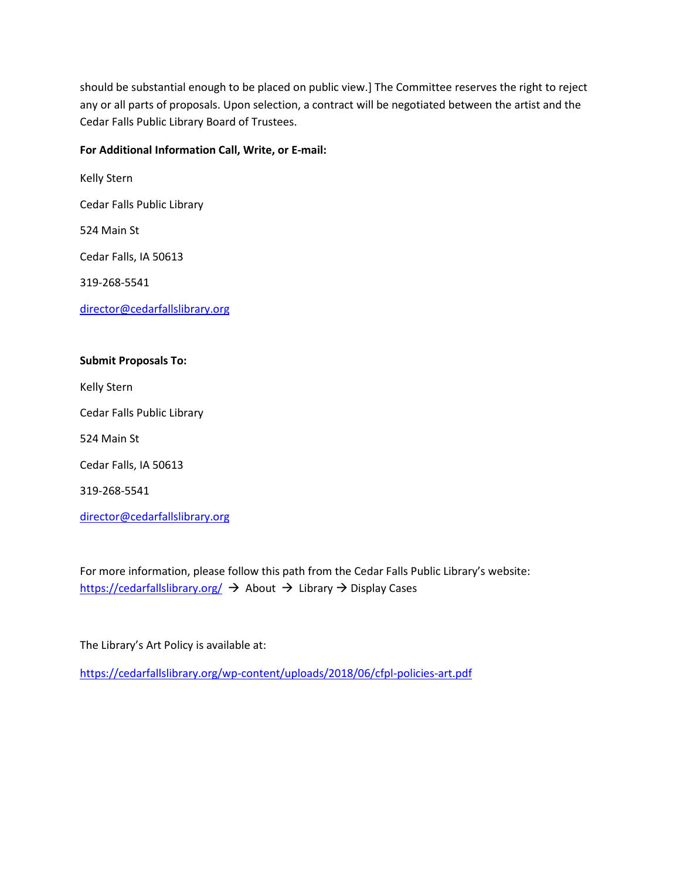should be substantial enough to be placed on public view.] The Committee reserves the right to reject any or all parts of proposals. Upon selection, a contract will be negotiated between the artist and the Cedar Falls Public Library Board of Trustees.

**For Additional Information Call, Write, or E-mail:**

Kelly Stern

Cedar Falls Public Library

524 Main St

Cedar Falls, IA 50613

319-268-5541

[director@cedarfallslibrary.org](mailto:director@cedarfallslibrary.org)

**Submit Proposals To:**

Kelly Stern

Cedar Falls Public Library

524 Main St

Cedar Falls, IA 50613

319-268-5541

[director@cedarfallslibrary.org](mailto:director@cedarfallslibrary.org)

For more information, please follow this path from the Cedar Falls Public Library's website: [https://cedarfallslibrary.org/](https://cedarfallslibrary.org/) → About → Library → Display Cases

The Library's Art Policy is available at:

[https://cedarfallslibrary.org/wp-content/uploads/2018/06/cfpl-policies-art.pdf](https://cedarfallslibrary.org/wp-content/uploads/2018/06/cfpl-policies-art.pdf)